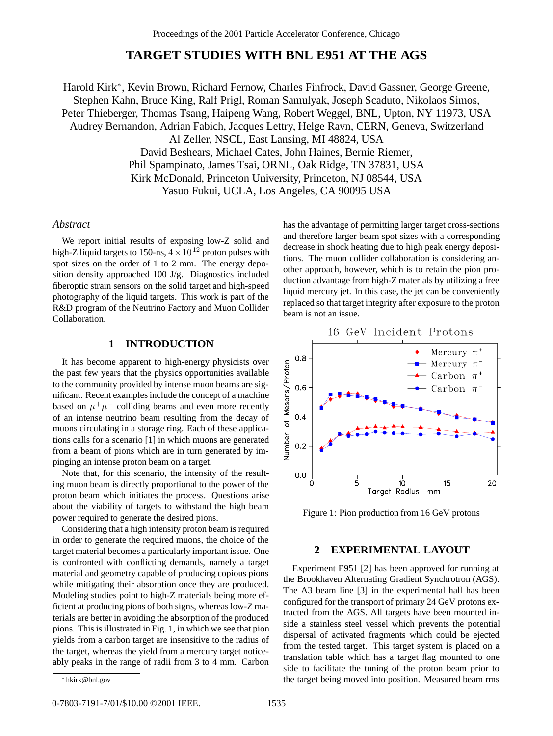# TARGET STUDIES WITH BNL E951 AT THE AGS

Harold Kirk*, Kevin Brown, Richard Fernow, Charles Finfrock, David Gassner, George Greene, Stephen Kahn, Bruce King, Ralf Prigl, Roman Samulyak, Joseph Scaduto, Nikolaos Simos, Peter Thieberger, Thomas Tsang, Haipeng Wang, Robert Weggel, BNL, Upton, NY 11973, USA
Audrey Bernandon, Adrian Fabich, Jacques Lettry, Helge Ravn, CERN, Geneva, Switzerland
Al Zeller, NSCL, East Lansing, MI 48824, USA
David Beshears, Michael Cates, John Haines, Bernie Riemer, Phil Spampinato, James Tsai, ORNL, Oak Ridge, TN 37831, USA
Kirk McDonald, Princeton University, Princeton, NJ 08544, USA
Yasuo Fukui, UCLA, Los Angeles, CA 90095 USA

### *Abstract*

We report initial results of exposing low-Z solid and high-Z liquid targets to 150-ns, $4 \times 10^{12}$ proton pulses with spot sizes on the order of 1 to 2 mm. The energy deposition density approached 100 J/g. Diagnostics included fiberoptic strain sensors on the solid target and high-speed photography of the liquid targets. This work is part of the R&D program of the Neutrino Factory and Muon Collider Collaboration.

## 1 INTRODUCTION

It has become apparent to high-energy physicists over the past few years that the physics opportunities available to the community provided by intense muon beams are significant. Recent examples include the concept of a machine based on $\mu^+\mu^-$ colliding beams and even more recently of an intense neutrino beam resulting from the decay of muons circulating in a storage ring. Each of these applications calls for a scenario [1] in which muons are generated from a beam of pions which are in turn generated by impinging an intense proton beam on a target.

Note that, for this scenario, the intensity of the resulting muon beam is directly proportional to the power of the proton beam which initiates the process. Questions arise about the viability of targets to withstand the high beam power required to generate the desired pions.

Considering that a high intensity proton beam is required in order to generate the required muons, the choice of the target material becomes a particularly important issue. One is confronted with conflicting demands, namely a target material and geometry capable of producing copious pions while mitigating their absorption once they are produced. Modeling studies point to high-Z materials being more efficient at producing pions of both signs, whereas low-Z materials are better in avoiding the absorption of the produced pions. This is illustrated in Fig. 1, in which we see that pion yields from a carbon target are insensitive to the radius of the target, whereas the yield from a mercury target noticeably peaks in the range of radii from 3 to 4 mm. Carbon has the advantage of permitting larger target cross-sections and therefore larger beam spot sizes with a corresponding decrease in shock heating due to high peak energy depositions. The muon collider collaboration is considering another approach, however, which is to retain the pion production advantage from high-Z materials by utilizing a free liquid mercury jet. In this case, the jet can be conveniently replaced so that target integrity after exposure to the proton beam is not an issue.

Figure 1: Pion production from 16 GeV protons

## 2 EXPERIMENTAL LAYOUT

Experiment E951 [2] has been approved for running at the Brookhaven Alternating Gradient Synchrotron (AGS). The A3 beam line [3] in the experimental hall has been configured for the transport of primary 24 GeV protons extracted from the AGS. All targets have been mounted inside a stainless steel vessel which prevents the potential dispersal of activated fragments which could be ejected from the tested target. This target system is placed on a translation table which has a target flag mounted to one side to facilitate the tuning of the proton beam prior to the target being moved into position. Measured beam rms

* hkirk@bnl.gov

0-7803-7191-7/01/$10.00 ©2001 IEEE.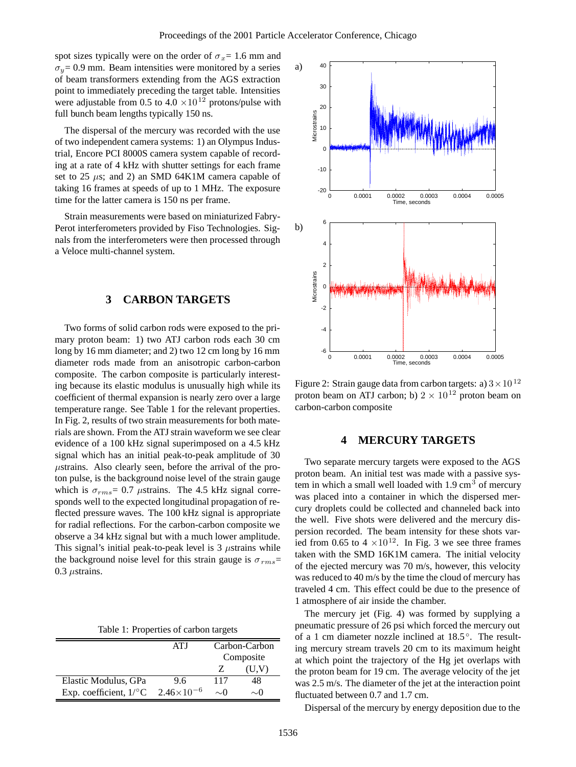spot sizes typically were on the order of $\sigma_x$= 1.6 mm and $\sigma_y$= 0.9 mm. Beam intensities were monitored by a series of beam transformers extending from the AGS extraction point to immediately preceding the target table. Intensities were adjustable from 0.5 to 4.0 $\times 10^{12}$ protons/pulse with full bunch beam lengths typically 150 ns.

The dispersal of the mercury was recorded with the use of two independent camera systems: 1) an Olympus Industrial, Encore PCI 8000S camera system capable of recording at a rate of 4 kHz with shutter settings for each frame set to 25 $\mu$s; and 2) an SMD 64K1M camera capable of taking 16 frames at speeds of up to 1 MHz. The exposure time for the latter camera is 150 ns per frame.

Strain measurements were based on miniaturized Fabry-Perot interferometers provided by Fiso Technologies. Signals from the interferometers were then processed through a Veloce multi-channel system.

## 3 CARBON TARGETS

Two forms of solid carbon rods were exposed to the primary proton beam: 1) two ATJ carbon rods each 30 cm long by 16 mm diameter; and 2) two 12 cm long by 16 mm diameter rods made from an anisotropic carbon-carbon composite. The carbon composite is particularly interesting because its elastic modulus is unusually high while its coefficient of thermal expansion is nearly zero over a large temperature range. See Table 1 for the relevant properties. In Fig. 2, results of two strain measurements for both materials are shown. From the ATJ strain waveform we see clear evidence of a 100 kHz signal superimposed on a 4.5 kHz signal which has an initial peak-to-peak amplitude of 30 $\mu$strains. Also clearly seen, before the arrival of the proton pulse, is the background noise level of the strain gauge which is $\sigma_{rms}$= 0.7 $\mu$strains. The 4.5 kHz signal corresponds well to the expected longitudinal propagation of reflected pressure waves. The 100 kHz signal is appropriate for radial reflections. For the carbon-carbon composite we observe a 34 kHz signal but with a much lower amplitude. This signal's initial peak-to-peak level is 3 $\mu$strains while the background noise level for this strain gauge is $\sigma_{rms}$= 0.3 $\mu$strains.

Table 1: Properties of carbon targets

| | ATJ | Carbon-Carbon Composite | |
|---|---|---|---|
| | | Z | (U,V) |
| Elastic Modulus, GPa | 9.6 | 117 | 48 |
| Exp. coefficient, 1/°C | $2.46\times10^{-6}$ | $\sim$0 | $\sim$0 |

Figure 2: Strain gauge data from carbon targets: a) $3\times10^{12}$ proton beam on ATJ carbon; b) $2\times10^{12}$ proton beam on carbon-carbon composite

## 4 MERCURY TARGETS

Two separate mercury targets were exposed to the AGS proton beam. An initial test was made with a passive system in which a small well loaded with 1.9 cm$^3$ of mercury was placed into a container in which the dispersed mercury droplets could be collected and channeled back into the well. Five shots were delivered and the mercury dispersion recorded. The beam intensity for these shots varied from 0.65 to 4 $\times 10^{12}$. In Fig. 3 we see three frames taken with the SMD 16K1M camera. The initial velocity of the ejected mercury was 70 m/s, however, this velocity was reduced to 40 m/s by the time the cloud of mercury has traveled 4 cm. This effect could be due to the presence of 1 atmosphere of air inside the chamber.

The mercury jet (Fig. 4) was formed by supplying a pneumatic pressure of 26 psi which forced the mercury out of a 1 cm diameter nozzle inclined at 18.5°. The resulting mercury stream travels 20 cm to its maximum height at which point the trajectory of the Hg jet overlaps with the proton beam for 19 cm. The average velocity of the jet was 2.5 m/s. The diameter of the jet at the interaction point fluctuated between 0.7 and 1.7 cm.

Dispersal of the mercury by energy deposition due to the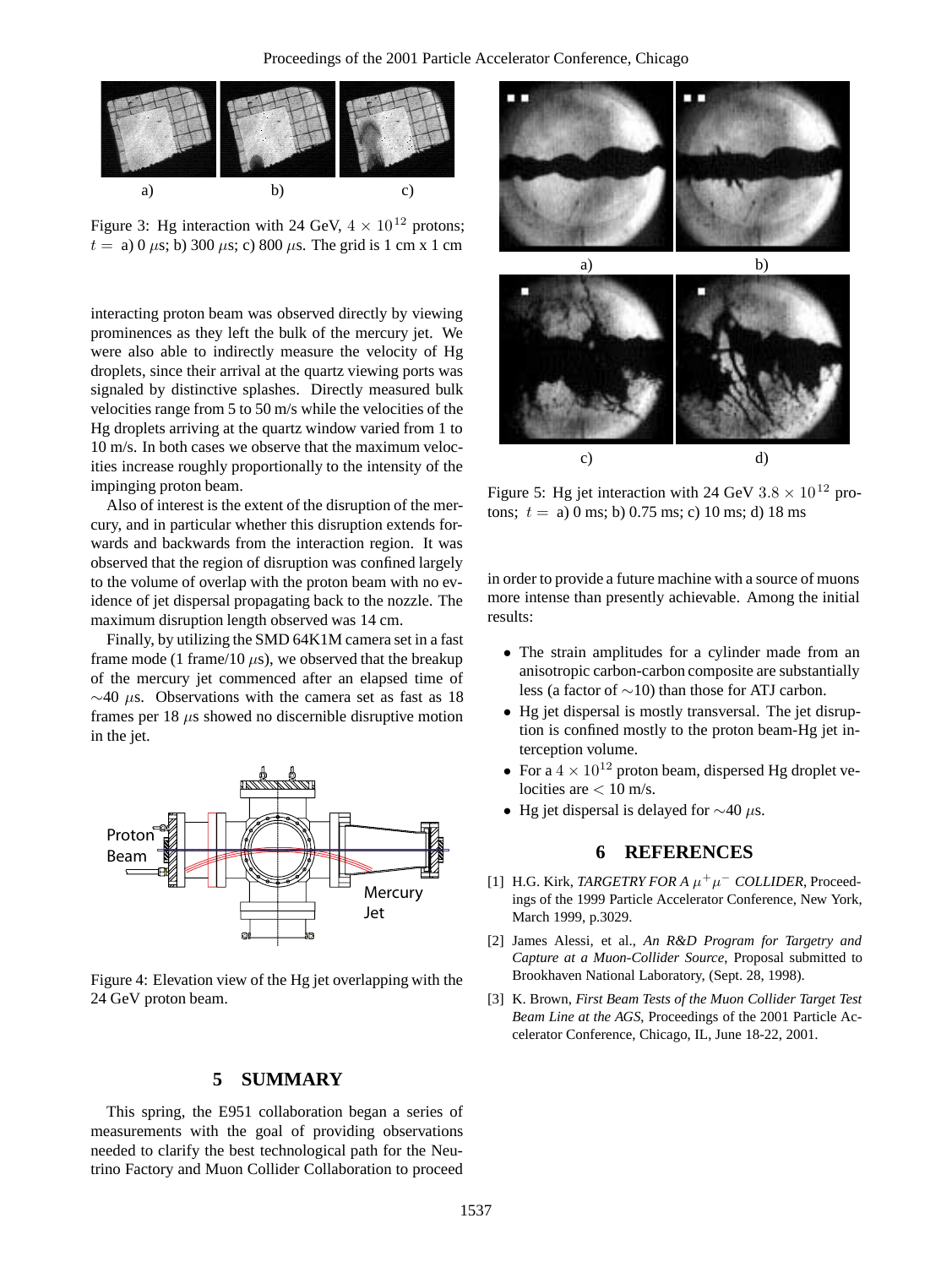Figure 3: Hg interaction with 24 GeV, $4 \times 10^{12}$ protons; $t =$ a) 0 $\mu$s; b) 300 $\mu$s; c) 800 $\mu$s. The grid is 1 cm x 1 cm

interacting proton beam was observed directly by viewing prominences as they left the bulk of the mercury jet. We were also able to indirectly measure the velocity of Hg droplets, since their arrival at the quartz viewing ports was signaled by distinctive splashes. Directly measured bulk velocities range from 5 to 50 m/s while the velocities of the Hg droplets arriving at the quartz window varied from 1 to 10 m/s. In both cases we observe that the maximum velocities increase roughly proportionally to the intensity of the impinging proton beam.

Also of interest is the extent of the disruption of the mercury, and in particular whether this disruption extends forwards and backwards from the interaction region. It was observed that the region of disruption was confined largely to the volume of overlap with the proton beam with no evidence of jet dispersal propagating back to the nozzle. The maximum disruption length observed was 14 cm.

Finally, by utilizing the SMD 64K1M camera set in a fast frame mode (1 frame/10 $\mu$s), we observed that the breakup of the mercury jet commenced after an elapsed time of $\sim$40 $\mu$s. Observations with the camera set as fast as 18 frames per 18 $\mu$s showed no discernible disruptive motion in the jet.

Proton Beam

Mercury Jet

Figure 4: Elevation view of the Hg jet overlapping with the 24 GeV proton beam.

## 5 SUMMARY

This spring, the E951 collaboration began a series of measurements with the goal of providing observations needed to clarify the best technological path for the Neutrino Factory and Muon Collider Collaboration to proceed in order to provide a future machine with a source of muons more intense than presently achievable. Among the initial results:

- The strain amplitudes for a cylinder made from an anisotropic carbon-carbon composite are substantially less (a factor of $\sim$10) than those for ATJ carbon.
- Hg jet dispersal is mostly transversal. The jet disruption is confined mostly to the proton beam-Hg jet interception volume.
- For a $4 \times 10^{12}$ proton beam, dispersed Hg droplet velocities are $< 10$ m/s.
- Hg jet dispersal is delayed for $\sim$40 $\mu$s.

Figure 5: Hg jet interaction with 24 GeV $3.8 \times 10^{12}$ protons; $t =$ a) 0 ms; b) 0.75 ms; c) 10 ms; d) 18 ms

## 6 REFERENCES

[1] H.G. Kirk, *TARGETRY FOR A $\mu^+\mu^-$ COLLIDER*, Proceedings of the 1999 Particle Accelerator Conference, New York, March 1999, p.3029.

[2] James Alessi, et al., *An R&D Program for Targetry and Capture at a Muon-Collider Source*, Proposal submitted to Brookhaven National Laboratory, (Sept. 28, 1998).

[3] K. Brown, *First Beam Tests of the Muon Collider Target Test Beam Line at the AGS*, Proceedings of the 2001 Particle Accelerator Conference, Chicago, IL, June 18-22, 2001.